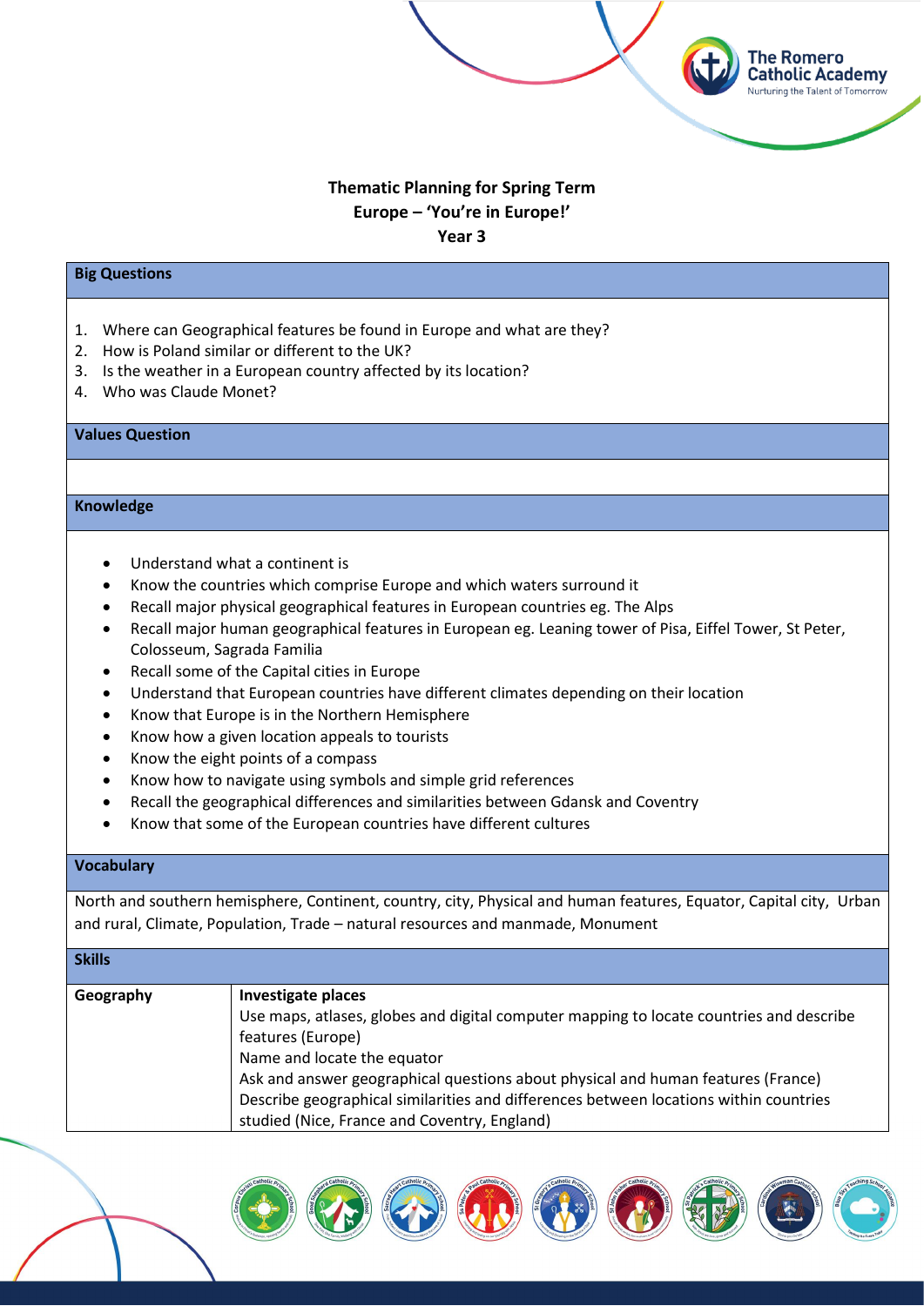# Thematic Planning for Spring Term

## Europe – 'You're in Europe!'

## Year 3

| Big Questions |
|---|
| 1. Where can Geographical features be found in Europe and what are they?<br>2. How is Poland similar or different to the UK?<br>3. Is the weather in a European country affected by its location?<br>4. Who was Claude Monet? |

| Values Question |
|---|
| |

| Knowledge |
|---|
| • Understand what a continent is<br>• Know the countries which comprise Europe and which waters surround it<br>• Recall major physical geographical features in European countries eg. The Alps<br>• Recall major human geographical features in European eg. Leaning tower of Pisa, Eiffel Tower, St Peter, Colosseum, Sagrada Familia<br>• Recall some of the Capital cities in Europe<br>• Understand that European countries have different climates depending on their location<br>• Know that Europe is in the Northern Hemisphere<br>• Know how a given location appeals to tourists<br>• Know the eight points of a compass<br>• Know how to navigate using symbols and simple grid references<br>• Recall the geographical differences and similarities between Gdansk and Coventry<br>• Know that some of the European countries have different cultures |

| Vocabulary |
|---|
| North and southern hemisphere, Continent, country, city, Physical and human features, Equator, Capital city, Urban and rural, Climate, Population, Trade – natural resources and manmade, Monument |

| Skills | |
|---|---|
| **Geography** | **Investigate places**<br>Use maps, atlases, globes and digital computer mapping to locate countries and describe features (Europe)<br>Name and locate the equator<br>Ask and answer geographical questions about physical and human features (France)<br>Describe geographical similarities and differences between locations within countries studied (Nice, France and Coventry, England) |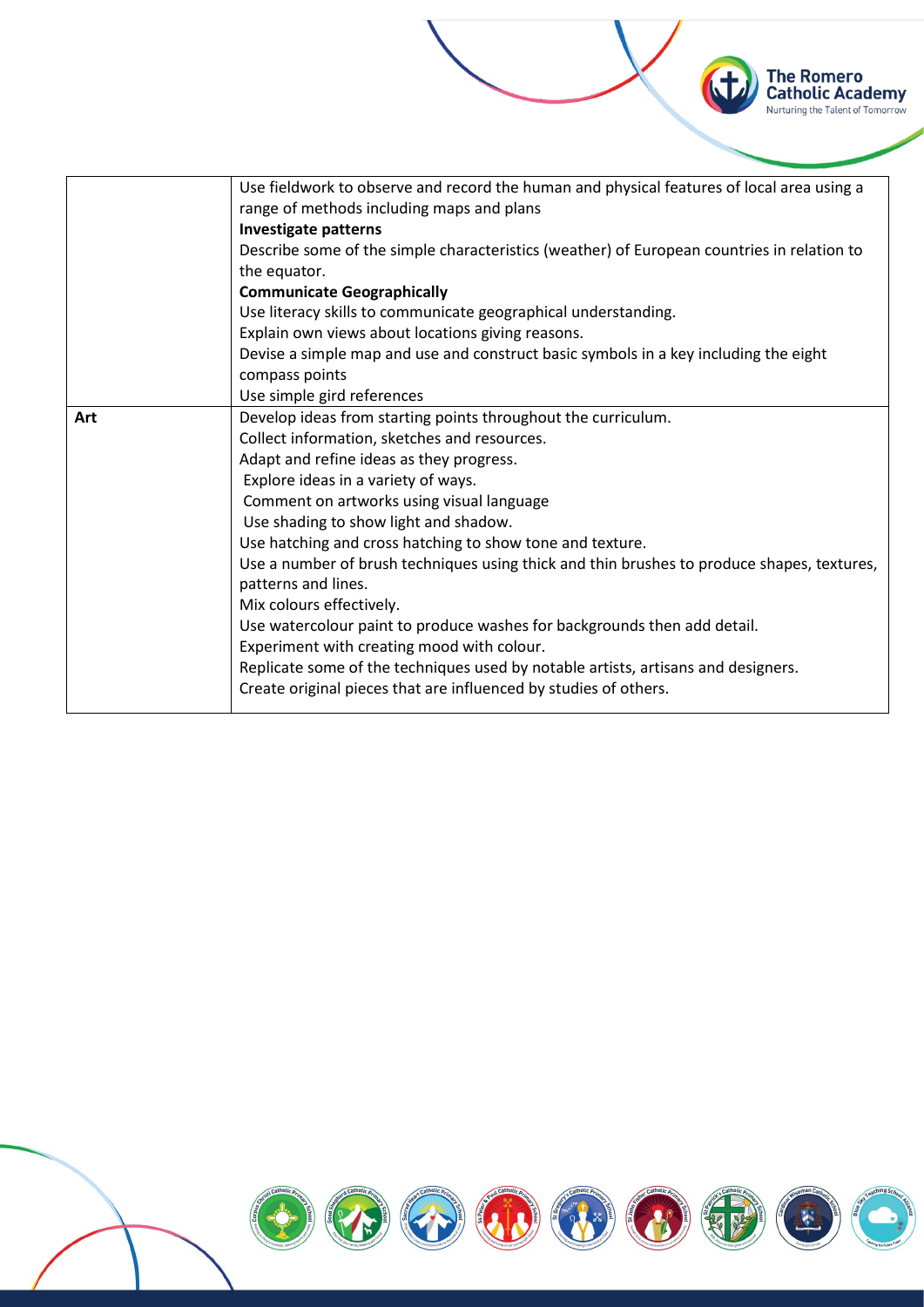| | |
|---|---|
| | Use fieldwork to observe and record the human and physical features of local area using a range of methods including maps and plans<br>**Investigate patterns**<br>Describe some of the simple characteristics (weather) of European countries in relation to the equator.<br>**Communicate Geographically**<br>Use literacy skills to communicate geographical understanding.<br>Explain own views about locations giving reasons.<br>Devise a simple map and use and construct basic symbols in a key including the eight compass points<br>Use simple gird references |
| **Art** | Develop ideas from starting points throughout the curriculum.<br>Collect information, sketches and resources.<br>Adapt and refine ideas as they progress.<br>Explore ideas in a variety of ways.<br>Comment on artworks using visual language<br>Use shading to show light and shadow.<br>Use hatching and cross hatching to show tone and texture.<br>Use a number of brush techniques using thick and thin brushes to produce shapes, textures, patterns and lines.<br>Mix colours effectively.<br>Use watercolour paint to produce washes for backgrounds then add detail.<br>Experiment with creating mood with colour.<br>Replicate some of the techniques used by notable artists, artisans and designers.<br>Create original pieces that are influenced by studies of others. |